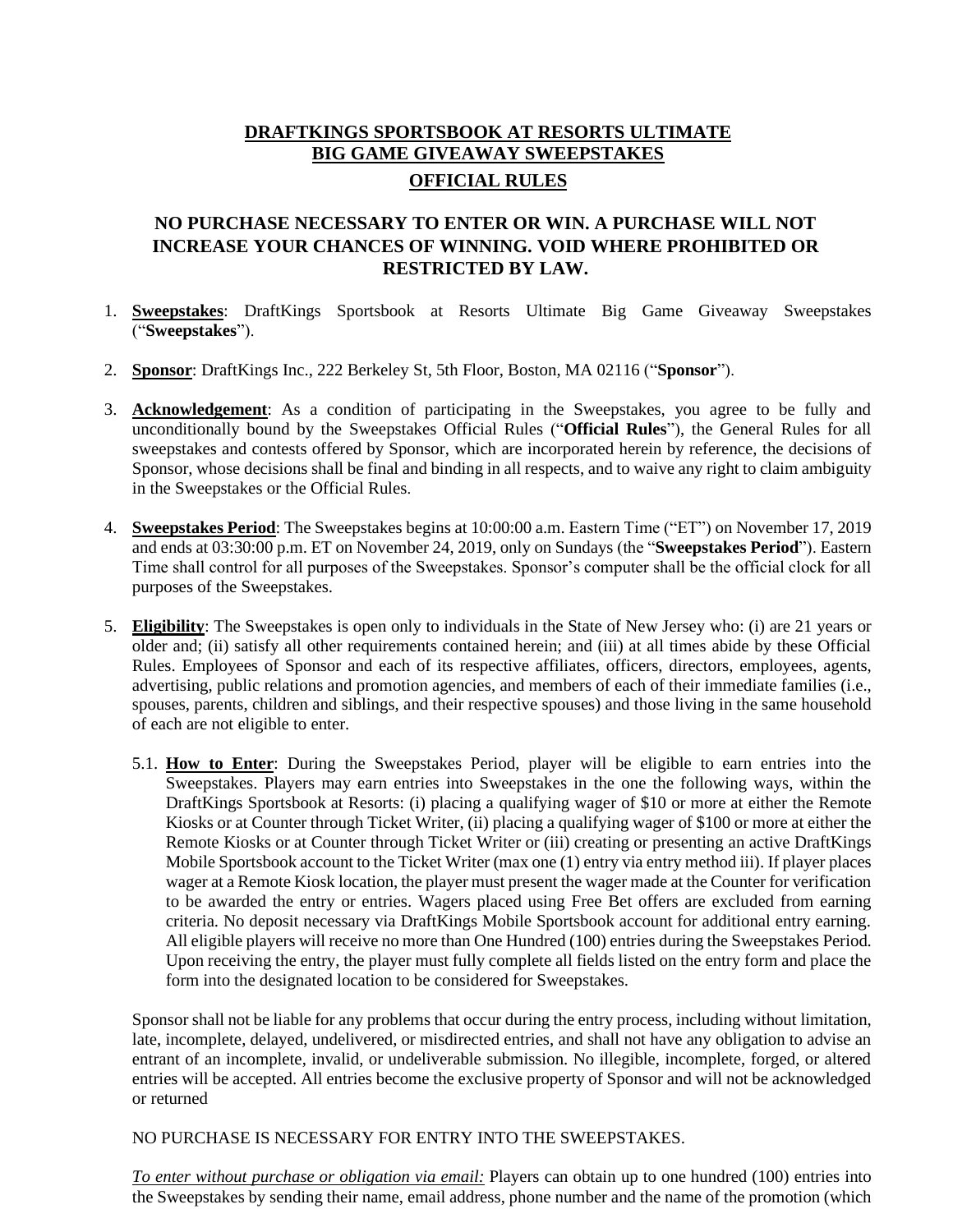# DRAFTKINGS SPORTSBOOK AT RESORTS ULTIMATE BIG GAME GIVEAWAY SWEEPSTAKES

## OFFICIAL RULES

**NO PURCHASE NECESSARY TO ENTER OR WIN. A PURCHASE WILL NOT INCREASE YOUR CHANCES OF WINNING. VOID WHERE PROHIBITED OR RESTRICTED BY LAW.**

1. **Sweepstakes**: DraftKings Sportsbook at Resorts Ultimate Big Game Giveaway Sweepstakes ("**Sweepstakes**").

2. **Sponsor**: DraftKings Inc., 222 Berkeley St, 5th Floor, Boston, MA 02116 ("**Sponsor**").

3. **Acknowledgement**: As a condition of participating in the Sweepstakes, you agree to be fully and unconditionally bound by the Sweepstakes Official Rules ("**Official Rules**"), the General Rules for all sweepstakes and contests offered by Sponsor, which are incorporated herein by reference, the decisions of Sponsor, whose decisions shall be final and binding in all respects, and to waive any right to claim ambiguity in the Sweepstakes or the Official Rules.

4. **Sweepstakes Period**: The Sweepstakes begins at 10:00:00 a.m. Eastern Time ("ET") on November 17, 2019 and ends at 03:30:00 p.m. ET on November 24, 2019, only on Sundays (the "**Sweepstakes Period**"). Eastern Time shall control for all purposes of the Sweepstakes. Sponsor's computer shall be the official clock for all purposes of the Sweepstakes.

5. **Eligibility**: The Sweepstakes is open only to individuals in the State of New Jersey who: (i) are 21 years or older and; (ii) satisfy all other requirements contained herein; and (iii) at all times abide by these Official Rules. Employees of Sponsor and each of its respective affiliates, officers, directors, employees, agents, advertising, public relations and promotion agencies, and members of each of their immediate families (i.e., spouses, parents, children and siblings, and their respective spouses) and those living in the same household of each are not eligible to enter.

   5.1. **How to Enter**: During the Sweepstakes Period, player will be eligible to earn entries into the Sweepstakes. Players may earn entries into Sweepstakes in the one the following ways, within the DraftKings Sportsbook at Resorts: (i) placing a qualifying wager of $10 or more at either the Remote Kiosks or at Counter through Ticket Writer, (ii) placing a qualifying wager of $100 or more at either the Remote Kiosks or at Counter through Ticket Writer or (iii) creating or presenting an active DraftKings Mobile Sportsbook account to the Ticket Writer (max one (1) entry via entry method iii). If player places wager at a Remote Kiosk location, the player must present the wager made at the Counter for verification to be awarded the entry or entries. Wagers placed using Free Bet offers are excluded from earning criteria. No deposit necessary via DraftKings Mobile Sportsbook account for additional entry earning. All eligible players will receive no more than One Hundred (100) entries during the Sweepstakes Period. Upon receiving the entry, the player must fully complete all fields listed on the entry form and place the form into the designated location to be considered for Sweepstakes.

   Sponsor shall not be liable for any problems that occur during the entry process, including without limitation, late, incomplete, delayed, undelivered, or misdirected entries, and shall not have any obligation to advise an entrant of an incomplete, invalid, or undeliverable submission. No illegible, incomplete, forged, or altered entries will be accepted. All entries become the exclusive property of Sponsor and will not be acknowledged or returned

   NO PURCHASE IS NECESSARY FOR ENTRY INTO THE SWEEPSTAKES.

   *To enter without purchase or obligation via email:* Players can obtain up to one hundred (100) entries into the Sweepstakes by sending their name, email address, phone number and the name of the promotion (which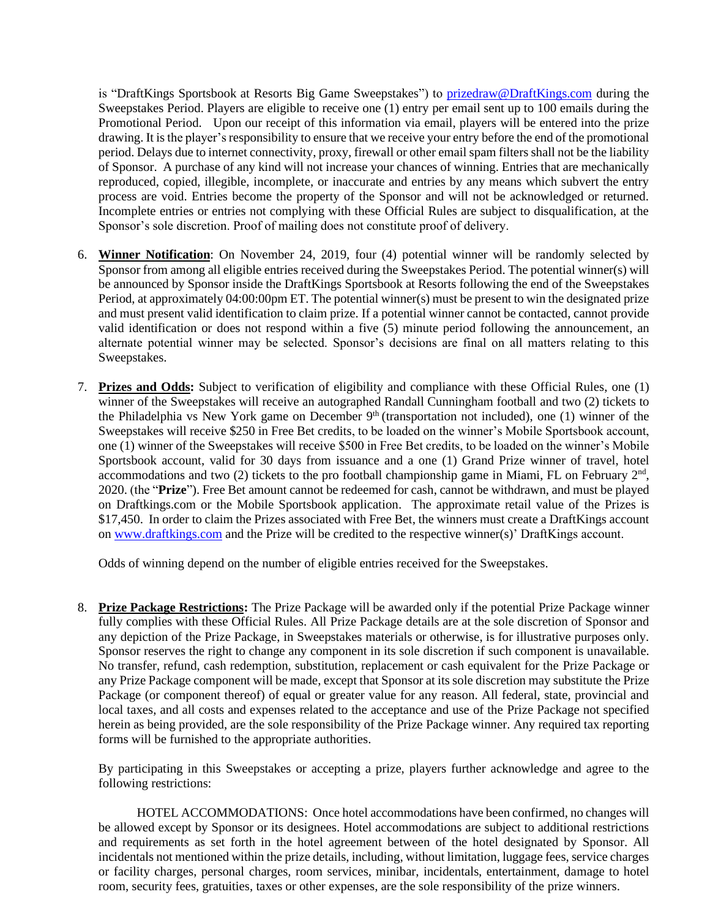is "DraftKings Sportsbook at Resorts Big Game Sweepstakes") to prizedraw@DraftKings.com during the Sweepstakes Period. Players are eligible to receive one (1) entry per email sent up to 100 emails during the Promotional Period. Upon our receipt of this information via email, players will be entered into the prize drawing. It is the player's responsibility to ensure that we receive your entry before the end of the promotional period. Delays due to internet connectivity, proxy, firewall or other email spam filters shall not be the liability of Sponsor. A purchase of any kind will not increase your chances of winning. Entries that are mechanically reproduced, copied, illegible, incomplete, or inaccurate and entries by any means which subvert the entry process are void. Entries become the property of the Sponsor and will not be acknowledged or returned. Incomplete entries or entries not complying with these Official Rules are subject to disqualification, at the Sponsor's sole discretion. Proof of mailing does not constitute proof of delivery.

6. **Winner Notification**: On November 24, 2019, four (4) potential winner will be randomly selected by Sponsor from among all eligible entries received during the Sweepstakes Period. The potential winner(s) will be announced by Sponsor inside the DraftKings Sportsbook at Resorts following the end of the Sweepstakes Period, at approximately 04:00:00pm ET. The potential winner(s) must be present to win the designated prize and must present valid identification to claim prize. If a potential winner cannot be contacted, cannot provide valid identification or does not respond within a five (5) minute period following the announcement, an alternate potential winner may be selected. Sponsor's decisions are final on all matters relating to this Sweepstakes.

7. **Prizes and Odds:** Subject to verification of eligibility and compliance with these Official Rules, one (1) winner of the Sweepstakes will receive an autographed Randall Cunningham football and two (2) tickets to the Philadelphia vs New York game on December 9th (transportation not included), one (1) winner of the Sweepstakes will receive $250 in Free Bet credits, to be loaded on the winner's Mobile Sportsbook account, one (1) winner of the Sweepstakes will receive $500 in Free Bet credits, to be loaded on the winner's Mobile Sportsbook account, valid for 30 days from issuance and a one (1) Grand Prize winner of travel, hotel accommodations and two (2) tickets to the pro football championship game in Miami, FL on February 2nd, 2020. (the "**Prize**"). Free Bet amount cannot be redeemed for cash, cannot be withdrawn, and must be played on Draftkings.com or the Mobile Sportsbook application. The approximate retail value of the Prizes is $17,450. In order to claim the Prizes associated with Free Bet, the winners must create a DraftKings account on www.draftkings.com and the Prize will be credited to the respective winner(s)' DraftKings account.

   Odds of winning depend on the number of eligible entries received for the Sweepstakes.

8. **Prize Package Restrictions:** The Prize Package will be awarded only if the potential Prize Package winner fully complies with these Official Rules. All Prize Package details are at the sole discretion of Sponsor and any depiction of the Prize Package, in Sweepstakes materials or otherwise, is for illustrative purposes only. Sponsor reserves the right to change any component in its sole discretion if such component is unavailable. No transfer, refund, cash redemption, substitution, replacement or cash equivalent for the Prize Package or any Prize Package component will be made, except that Sponsor at its sole discretion may substitute the Prize Package (or component thereof) of equal or greater value for any reason. All federal, state, provincial and local taxes, and all costs and expenses related to the acceptance and use of the Prize Package not specified herein as being provided, are the sole responsibility of the Prize Package winner. Any required tax reporting forms will be furnished to the appropriate authorities.

   By participating in this Sweepstakes or accepting a prize, players further acknowledge and agree to the following restrictions:

   HOTEL ACCOMMODATIONS: Once hotel accommodations have been confirmed, no changes will be allowed except by Sponsor or its designees. Hotel accommodations are subject to additional restrictions and requirements as set forth in the hotel agreement between of the hotel designated by Sponsor. All incidentals not mentioned within the prize details, including, without limitation, luggage fees, service charges or facility charges, personal charges, room services, minibar, incidentals, entertainment, damage to hotel room, security fees, gratuities, taxes or other expenses, are the sole responsibility of the prize winners.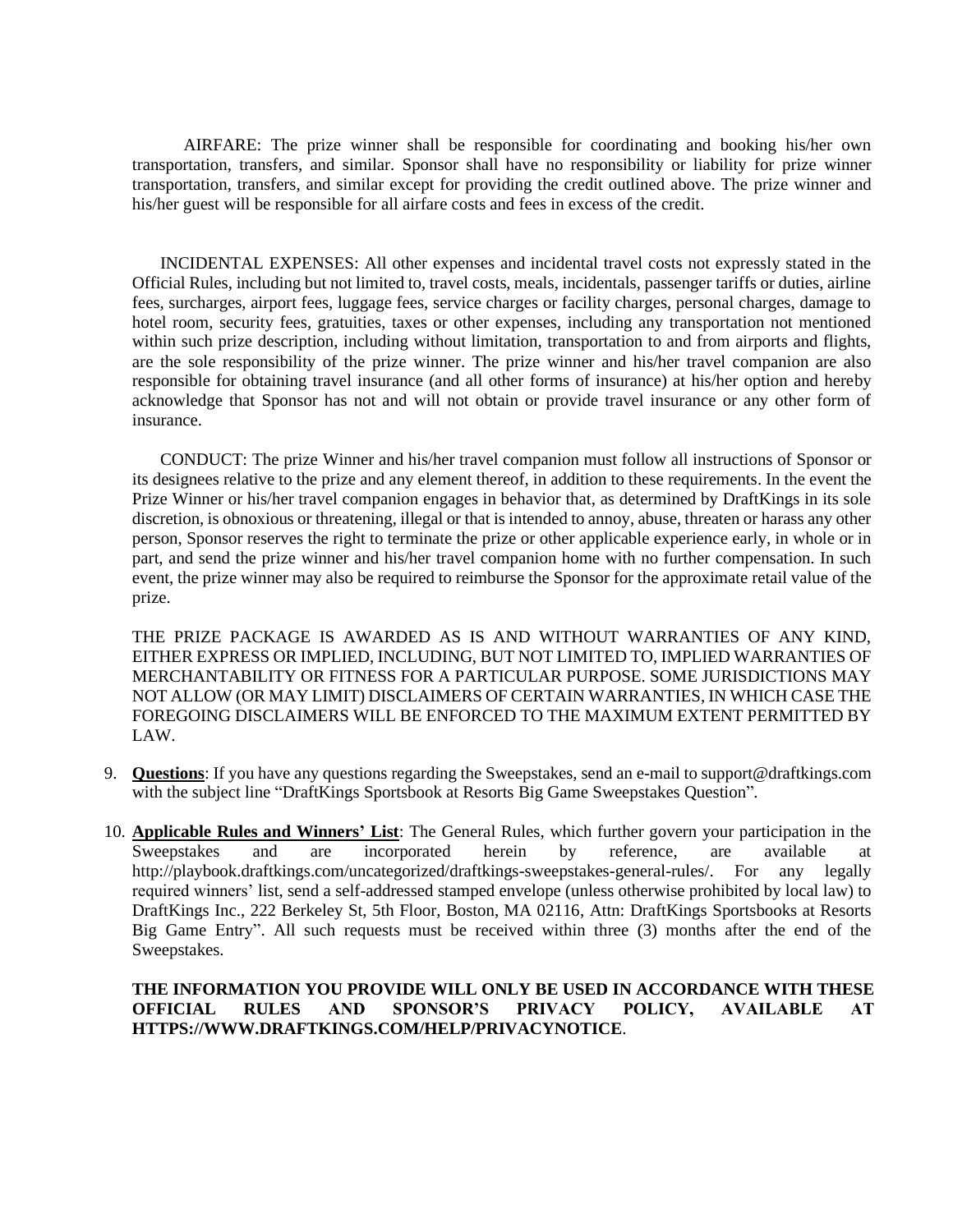AIRFARE: The prize winner shall be responsible for coordinating and booking his/her own transportation, transfers, and similar. Sponsor shall have no responsibility or liability for prize winner transportation, transfers, and similar except for providing the credit outlined above. The prize winner and his/her guest will be responsible for all airfare costs and fees in excess of the credit.

INCIDENTAL EXPENSES: All other expenses and incidental travel costs not expressly stated in the Official Rules, including but not limited to, travel costs, meals, incidentals, passenger tariffs or duties, airline fees, surcharges, airport fees, luggage fees, service charges or facility charges, personal charges, damage to hotel room, security fees, gratuities, taxes or other expenses, including any transportation not mentioned within such prize description, including without limitation, transportation to and from airports and flights, are the sole responsibility of the prize winner. The prize winner and his/her travel companion are also responsible for obtaining travel insurance (and all other forms of insurance) at his/her option and hereby acknowledge that Sponsor has not and will not obtain or provide travel insurance or any other form of insurance.

CONDUCT: The prize Winner and his/her travel companion must follow all instructions of Sponsor or its designees relative to the prize and any element thereof, in addition to these requirements. In the event the Prize Winner or his/her travel companion engages in behavior that, as determined by DraftKings in its sole discretion, is obnoxious or threatening, illegal or that is intended to annoy, abuse, threaten or harass any other person, Sponsor reserves the right to terminate the prize or other applicable experience early, in whole or in part, and send the prize winner and his/her travel companion home with no further compensation. In such event, the prize winner may also be required to reimburse the Sponsor for the approximate retail value of the prize.

THE PRIZE PACKAGE IS AWARDED AS IS AND WITHOUT WARRANTIES OF ANY KIND, EITHER EXPRESS OR IMPLIED, INCLUDING, BUT NOT LIMITED TO, IMPLIED WARRANTIES OF MERCHANTABILITY OR FITNESS FOR A PARTICULAR PURPOSE. SOME JURISDICTIONS MAY NOT ALLOW (OR MAY LIMIT) DISCLAIMERS OF CERTAIN WARRANTIES, IN WHICH CASE THE FOREGOING DISCLAIMERS WILL BE ENFORCED TO THE MAXIMUM EXTENT PERMITTED BY LAW.

9. **Questions**: If you have any questions regarding the Sweepstakes, send an e-mail to support@draftkings.com with the subject line "DraftKings Sportsbook at Resorts Big Game Sweepstakes Question".

10. **Applicable Rules and Winners' List**: The General Rules, which further govern your participation in the Sweepstakes and are incorporated herein by reference, are available at http://playbook.draftkings.com/uncategorized/draftkings-sweepstakes-general-rules/. For any legally required winners' list, send a self-addressed stamped envelope (unless otherwise prohibited by local law) to DraftKings Inc., 222 Berkeley St, 5th Floor, Boston, MA 02116, Attn: DraftKings Sportsbooks at Resorts Big Game Entry". All such requests must be received within three (3) months after the end of the Sweepstakes.

**THE INFORMATION YOU PROVIDE WILL ONLY BE USED IN ACCORDANCE WITH THESE OFFICIAL RULES AND SPONSOR'S PRIVACY POLICY, AVAILABLE AT HTTPS://WWW.DRAFTKINGS.COM/HELP/PRIVACYNOTICE**.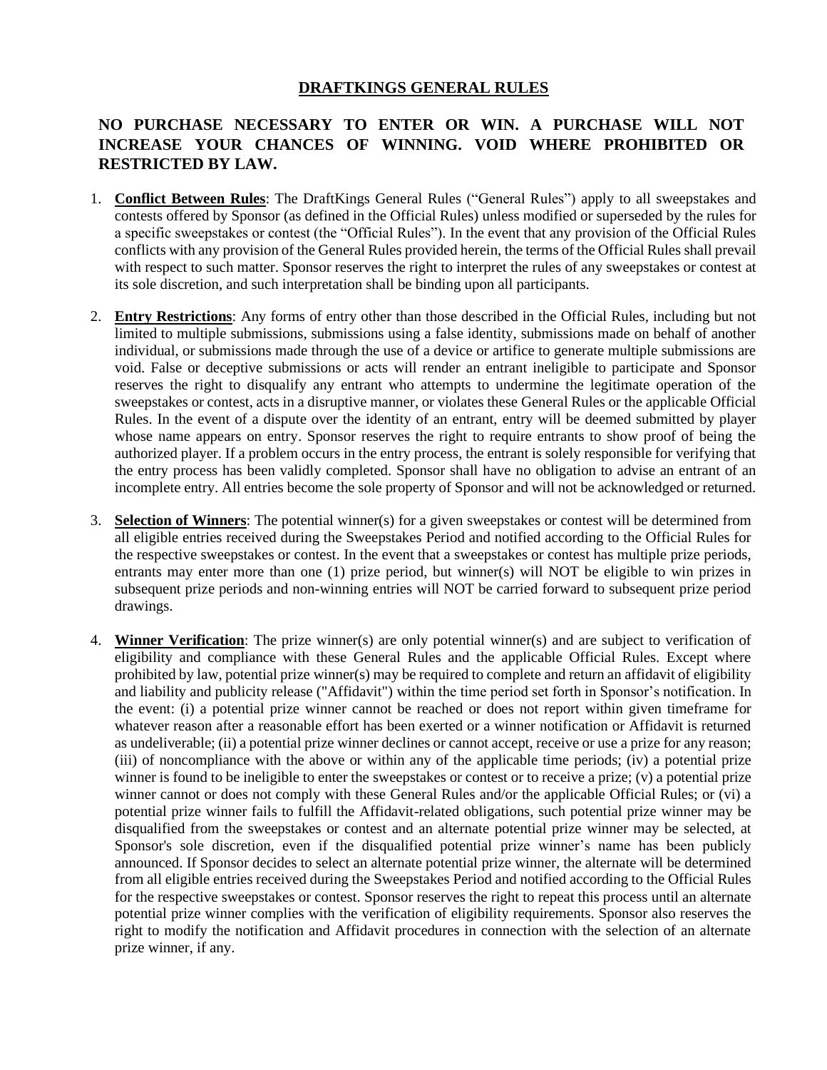# DRAFTKINGS GENERAL RULES

**NO PURCHASE NECESSARY TO ENTER OR WIN. A PURCHASE WILL NOT INCREASE YOUR CHANCES OF WINNING. VOID WHERE PROHIBITED OR RESTRICTED BY LAW.**

1. **Conflict Between Rules**: The DraftKings General Rules ("General Rules") apply to all sweepstakes and contests offered by Sponsor (as defined in the Official Rules) unless modified or superseded by the rules for a specific sweepstakes or contest (the "Official Rules"). In the event that any provision of the Official Rules conflicts with any provision of the General Rules provided herein, the terms of the Official Rules shall prevail with respect to such matter. Sponsor reserves the right to interpret the rules of any sweepstakes or contest at its sole discretion, and such interpretation shall be binding upon all participants.

2. **Entry Restrictions**: Any forms of entry other than those described in the Official Rules, including but not limited to multiple submissions, submissions using a false identity, submissions made on behalf of another individual, or submissions made through the use of a device or artifice to generate multiple submissions are void. False or deceptive submissions or acts will render an entrant ineligible to participate and Sponsor reserves the right to disqualify any entrant who attempts to undermine the legitimate operation of the sweepstakes or contest, acts in a disruptive manner, or violates these General Rules or the applicable Official Rules. In the event of a dispute over the identity of an entrant, entry will be deemed submitted by player whose name appears on entry. Sponsor reserves the right to require entrants to show proof of being the authorized player. If a problem occurs in the entry process, the entrant is solely responsible for verifying that the entry process has been validly completed. Sponsor shall have no obligation to advise an entrant of an incomplete entry. All entries become the sole property of Sponsor and will not be acknowledged or returned.

3. **Selection of Winners**: The potential winner(s) for a given sweepstakes or contest will be determined from all eligible entries received during the Sweepstakes Period and notified according to the Official Rules for the respective sweepstakes or contest. In the event that a sweepstakes or contest has multiple prize periods, entrants may enter more than one (1) prize period, but winner(s) will NOT be eligible to win prizes in subsequent prize periods and non-winning entries will NOT be carried forward to subsequent prize period drawings.

4. **Winner Verification**: The prize winner(s) are only potential winner(s) and are subject to verification of eligibility and compliance with these General Rules and the applicable Official Rules. Except where prohibited by law, potential prize winner(s) may be required to complete and return an affidavit of eligibility and liability and publicity release ("Affidavit") within the time period set forth in Sponsor's notification. In the event: (i) a potential prize winner cannot be reached or does not report within given timeframe for whatever reason after a reasonable effort has been exerted or a winner notification or Affidavit is returned as undeliverable; (ii) a potential prize winner declines or cannot accept, receive or use a prize for any reason; (iii) of noncompliance with the above or within any of the applicable time periods; (iv) a potential prize winner is found to be ineligible to enter the sweepstakes or contest or to receive a prize; (v) a potential prize winner cannot or does not comply with these General Rules and/or the applicable Official Rules; or (vi) a potential prize winner fails to fulfill the Affidavit-related obligations, such potential prize winner may be disqualified from the sweepstakes or contest and an alternate potential prize winner may be selected, at Sponsor's sole discretion, even if the disqualified potential prize winner's name has been publicly announced. If Sponsor decides to select an alternate potential prize winner, the alternate will be determined from all eligible entries received during the Sweepstakes Period and notified according to the Official Rules for the respective sweepstakes or contest. Sponsor reserves the right to repeat this process until an alternate potential prize winner complies with the verification of eligibility requirements. Sponsor also reserves the right to modify the notification and Affidavit procedures in connection with the selection of an alternate prize winner, if any.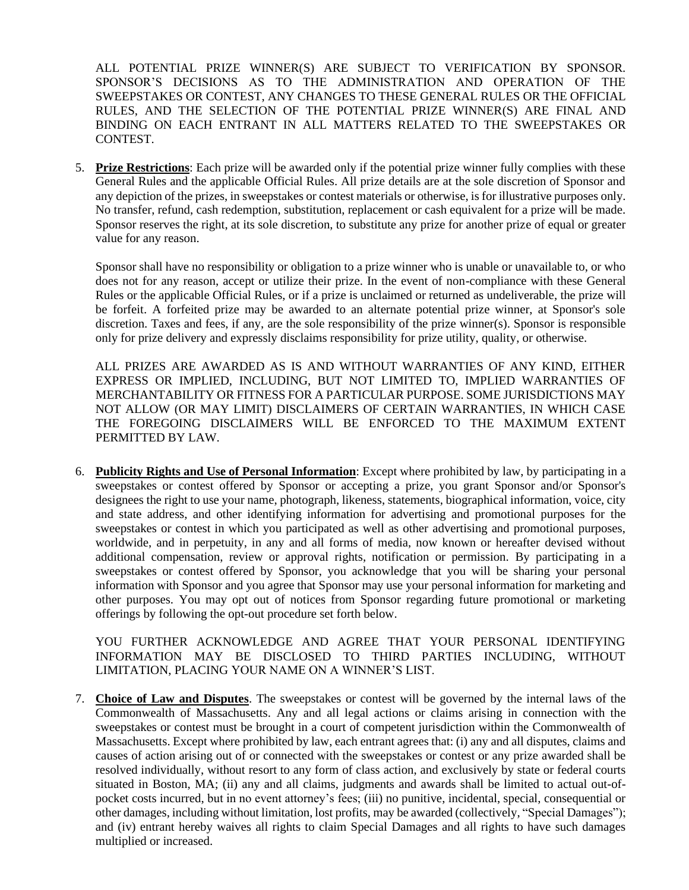ALL POTENTIAL PRIZE WINNER(S) ARE SUBJECT TO VERIFICATION BY SPONSOR. SPONSOR'S DECISIONS AS TO THE ADMINISTRATION AND OPERATION OF THE SWEEPSTAKES OR CONTEST, ANY CHANGES TO THESE GENERAL RULES OR THE OFFICIAL RULES, AND THE SELECTION OF THE POTENTIAL PRIZE WINNER(S) ARE FINAL AND BINDING ON EACH ENTRANT IN ALL MATTERS RELATED TO THE SWEEPSTAKES OR CONTEST.

5. **Prize Restrictions**: Each prize will be awarded only if the potential prize winner fully complies with these General Rules and the applicable Official Rules. All prize details are at the sole discretion of Sponsor and any depiction of the prizes, in sweepstakes or contest materials or otherwise, is for illustrative purposes only. No transfer, refund, cash redemption, substitution, replacement or cash equivalent for a prize will be made. Sponsor reserves the right, at its sole discretion, to substitute any prize for another prize of equal or greater value for any reason.

   Sponsor shall have no responsibility or obligation to a prize winner who is unable or unavailable to, or who does not for any reason, accept or utilize their prize. In the event of non-compliance with these General Rules or the applicable Official Rules, or if a prize is unclaimed or returned as undeliverable, the prize will be forfeit. A forfeited prize may be awarded to an alternate potential prize winner, at Sponsor's sole discretion. Taxes and fees, if any, are the sole responsibility of the prize winner(s). Sponsor is responsible only for prize delivery and expressly disclaims responsibility for prize utility, quality, or otherwise.

   ALL PRIZES ARE AWARDED AS IS AND WITHOUT WARRANTIES OF ANY KIND, EITHER EXPRESS OR IMPLIED, INCLUDING, BUT NOT LIMITED TO, IMPLIED WARRANTIES OF MERCHANTABILITY OR FITNESS FOR A PARTICULAR PURPOSE. SOME JURISDICTIONS MAY NOT ALLOW (OR MAY LIMIT) DISCLAIMERS OF CERTAIN WARRANTIES, IN WHICH CASE THE FOREGOING DISCLAIMERS WILL BE ENFORCED TO THE MAXIMUM EXTENT PERMITTED BY LAW.

6. **Publicity Rights and Use of Personal Information**: Except where prohibited by law, by participating in a sweepstakes or contest offered by Sponsor or accepting a prize, you grant Sponsor and/or Sponsor's designees the right to use your name, photograph, likeness, statements, biographical information, voice, city and state address, and other identifying information for advertising and promotional purposes for the sweepstakes or contest in which you participated as well as other advertising and promotional purposes, worldwide, and in perpetuity, in any and all forms of media, now known or hereafter devised without additional compensation, review or approval rights, notification or permission. By participating in a sweepstakes or contest offered by Sponsor, you acknowledge that you will be sharing your personal information with Sponsor and you agree that Sponsor may use your personal information for marketing and other purposes. You may opt out of notices from Sponsor regarding future promotional or marketing offerings by following the opt-out procedure set forth below.

   YOU FURTHER ACKNOWLEDGE AND AGREE THAT YOUR PERSONAL IDENTIFYING INFORMATION MAY BE DISCLOSED TO THIRD PARTIES INCLUDING, WITHOUT LIMITATION, PLACING YOUR NAME ON A WINNER'S LIST.

7. **Choice of Law and Disputes**. The sweepstakes or contest will be governed by the internal laws of the Commonwealth of Massachusetts. Any and all legal actions or claims arising in connection with the sweepstakes or contest must be brought in a court of competent jurisdiction within the Commonwealth of Massachusetts. Except where prohibited by law, each entrant agrees that: (i) any and all disputes, claims and causes of action arising out of or connected with the sweepstakes or contest or any prize awarded shall be resolved individually, without resort to any form of class action, and exclusively by state or federal courts situated in Boston, MA; (ii) any and all claims, judgments and awards shall be limited to actual out-of-pocket costs incurred, but in no event attorney's fees; (iii) no punitive, incidental, special, consequential or other damages, including without limitation, lost profits, may be awarded (collectively, "Special Damages"); and (iv) entrant hereby waives all rights to claim Special Damages and all rights to have such damages multiplied or increased.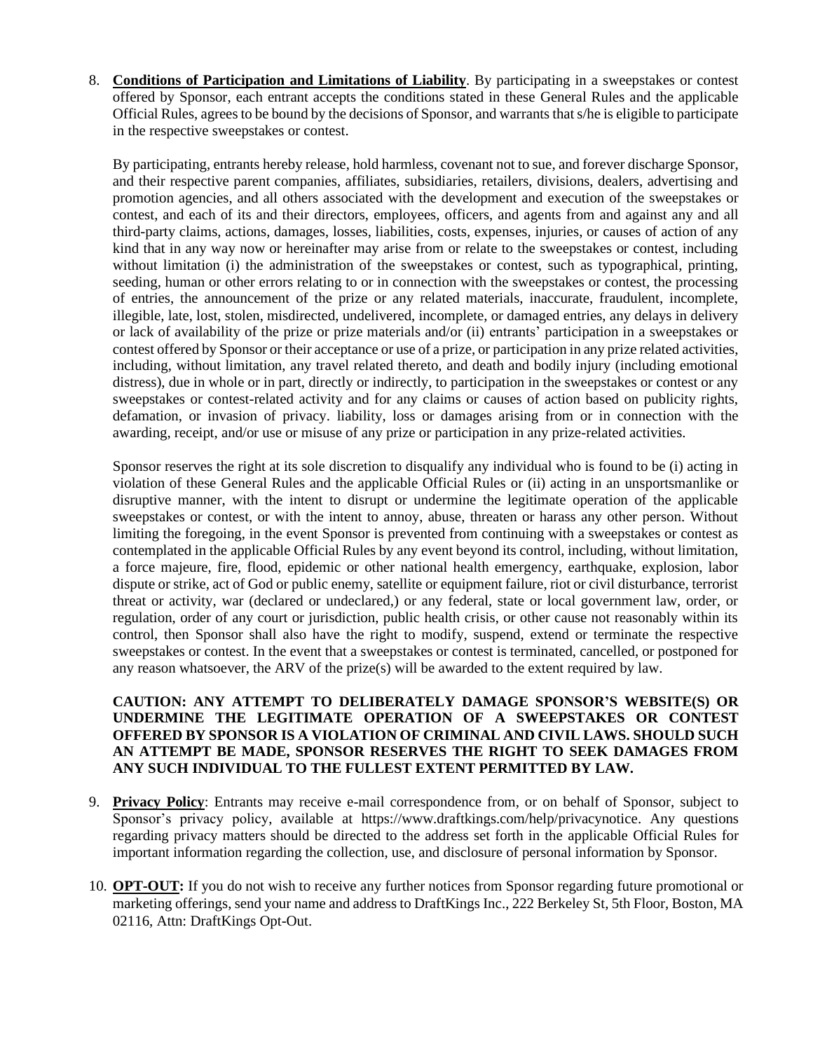8. **Conditions of Participation and Limitations of Liability**. By participating in a sweepstakes or contest offered by Sponsor, each entrant accepts the conditions stated in these General Rules and the applicable Official Rules, agrees to be bound by the decisions of Sponsor, and warrants that s/he is eligible to participate in the respective sweepstakes or contest.

   By participating, entrants hereby release, hold harmless, covenant not to sue, and forever discharge Sponsor, and their respective parent companies, affiliates, subsidiaries, retailers, divisions, dealers, advertising and promotion agencies, and all others associated with the development and execution of the sweepstakes or contest, and each of its and their directors, employees, officers, and agents from and against any and all third-party claims, actions, damages, losses, liabilities, costs, expenses, injuries, or causes of action of any kind that in any way now or hereinafter may arise from or relate to the sweepstakes or contest, including without limitation (i) the administration of the sweepstakes or contest, such as typographical, printing, seeding, human or other errors relating to or in connection with the sweepstakes or contest, the processing of entries, the announcement of the prize or any related materials, inaccurate, fraudulent, incomplete, illegible, late, lost, stolen, misdirected, undelivered, incomplete, or damaged entries, any delays in delivery or lack of availability of the prize or prize materials and/or (ii) entrants' participation in a sweepstakes or contest offered by Sponsor or their acceptance or use of a prize, or participation in any prize related activities, including, without limitation, any travel related thereto, and death and bodily injury (including emotional distress), due in whole or in part, directly or indirectly, to participation in the sweepstakes or contest or any sweepstakes or contest-related activity and for any claims or causes of action based on publicity rights, defamation, or invasion of privacy. liability, loss or damages arising from or in connection with the awarding, receipt, and/or use or misuse of any prize or participation in any prize-related activities.

   Sponsor reserves the right at its sole discretion to disqualify any individual who is found to be (i) acting in violation of these General Rules and the applicable Official Rules or (ii) acting in an unsportsmanlike or disruptive manner, with the intent to disrupt or undermine the legitimate operation of the applicable sweepstakes or contest, or with the intent to annoy, abuse, threaten or harass any other person. Without limiting the foregoing, in the event Sponsor is prevented from continuing with a sweepstakes or contest as contemplated in the applicable Official Rules by any event beyond its control, including, without limitation, a force majeure, fire, flood, epidemic or other national health emergency, earthquake, explosion, labor dispute or strike, act of God or public enemy, satellite or equipment failure, riot or civil disturbance, terrorist threat or activity, war (declared or undeclared,) or any federal, state or local government law, order, or regulation, order of any court or jurisdiction, public health crisis, or other cause not reasonably within its control, then Sponsor shall also have the right to modify, suspend, extend or terminate the respective sweepstakes or contest. In the event that a sweepstakes or contest is terminated, cancelled, or postponed for any reason whatsoever, the ARV of the prize(s) will be awarded to the extent required by law.

   **CAUTION: ANY ATTEMPT TO DELIBERATELY DAMAGE SPONSOR'S WEBSITE(S) OR UNDERMINE THE LEGITIMATE OPERATION OF A SWEEPSTAKES OR CONTEST OFFERED BY SPONSOR IS A VIOLATION OF CRIMINAL AND CIVIL LAWS. SHOULD SUCH AN ATTEMPT BE MADE, SPONSOR RESERVES THE RIGHT TO SEEK DAMAGES FROM ANY SUCH INDIVIDUAL TO THE FULLEST EXTENT PERMITTED BY LAW.**

9. **Privacy Policy**: Entrants may receive e-mail correspondence from, or on behalf of Sponsor, subject to Sponsor's privacy policy, available at https://www.draftkings.com/help/privacynotice. Any questions regarding privacy matters should be directed to the address set forth in the applicable Official Rules for important information regarding the collection, use, and disclosure of personal information by Sponsor.

10. **OPT-OUT:** If you do not wish to receive any further notices from Sponsor regarding future promotional or marketing offerings, send your name and address to DraftKings Inc., 222 Berkeley St, 5th Floor, Boston, MA 02116, Attn: DraftKings Opt-Out.